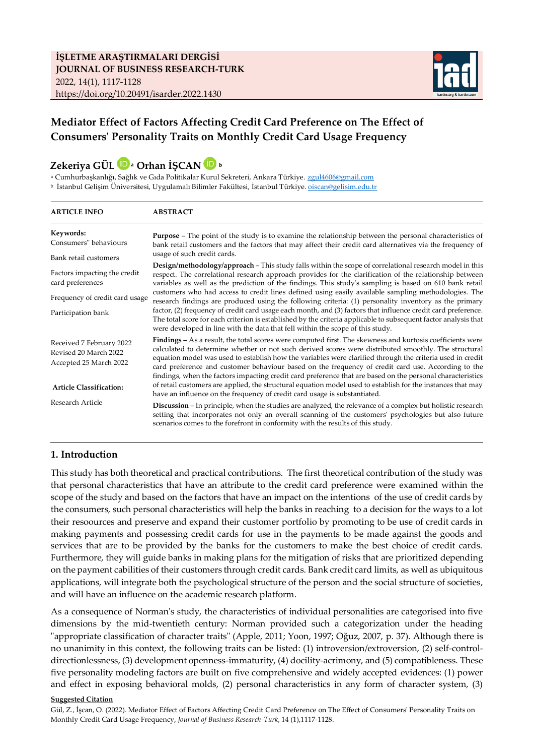**İŞLETME ARAŞTIRMALARI DERGİSİ**
**JOURNAL OF BUSINESS RESEARCH-TURK**
2022, 14(1), 1117-1128
https://doi.org/10.20491/isarder.2022.1430

# Mediator Effect of Factors Affecting Credit Card Preference on The Effect of Consumers' Personality Traits on Monthly Credit Card Usage Frequency

**Zekeriya GÜL** [a] **Orhan İŞCAN** [b]

[a] Cumhurbaşkanlığı, Sağlık ve Gıda Politikalar Kurul Sekreteri, Ankara Türkiye. zgul4606@gmail.com
[b] İstanbul Gelişim Üniversitesi, Uygulamalı Bilimler Fakültesi, İstanbul Türkiye. oiscan@gelisim.edu.tr

| ARTICLE INFO | ABSTRACT |
|---|---|
| **Keywords:** | |

**Keywords:**
Consumers" behaviours
Bank retail customers
Factors impacting the credit card preferences
Frequency of credit card usage
Participation bank

Received 7 February 2022
Revised 20 March 2022
Accepted 25 March 2022

**Article Classification:**
Research Article

**ABSTRACT**

**Purpose –** The point of the study is to examine the relationship between the personal characteristics of bank retail customers and the factors that may affect their credit card alternatives via the frequency of usage of such credit cards.

**Design/methodology/approach –** This study falls within the scope of correlational research model in this respect. The correlational research approach provides for the clarification of the relationship between variables as well as the prediction of the findings. This study's sampling is based on 610 bank retail customers who had access to credit lines defined using easily available sampling methodologies. The research findings are produced using the following criteria: (1) personality inventory as the primary factor, (2) frequency of credit card usage each month, and (3) factors that influence credit card preference. The total score for each criterion is established by the criteria applicable to subsequent factor analysis that were developed in line with the data that fell within the scope of this study.

**Findings –** As a result, the total scores were computed first. The skewness and kurtosis coefficients were calculated to determine whether or not such derived scores were distributed smoothly. The structural equation model was used to establish how the variables were clarified through the criteria used in credit card preference and customer behaviour based on the frequency of credit card use. According to the findings, when the factors impacting credit card preference that are based on the personal characteristics of retail customers are applied, the structural equation model used to establish for the instances that may have an influence on the frequency of credit card usage is substantiated.

**Discussion –** In principle, when the studies are analyzed, the relevance of a complex but holistic research setting that incorporates not only an overall scanning of the customers' psychologies but also future scenarios comes to the forefront in conformity with the results of this study.

## 1. Introduction

This study has both theoretical and practical contributions. The first theoretical contribution of the study was that personal characteristics that have an attribute to the credit card preference were examined within the scope of the study and based on the factors that have an impact on the intentions of the use of credit cards by the consumers, such personal characteristics will help the banks in reaching to a decision for the ways to a lot their resoources and preserve and expand their customer portfolio by promoting to be use of credit cards in making payments and possessing credit cards for use in the payments to be made against the goods and services that are to be provided by the banks for the customers to make the best choice of credit cards. Furthermore, they will guide banks in making plans for the mitigation of risks that are prioritized depending on the payment cabilities of their customers through credit cards. Bank credit card limits, as well as ubiquitous applications, will integrate both the psychological structure of the person and the social structure of societies, and will have an influence on the academic research platform.

As a consequence of Norman's study, the characteristics of individual personalities are categorised into five dimensions by the mid-twentieth century: Norman provided such a categorization under the heading "appropriate classification of character traits" (Apple, 2011; Yoon, 1997; Oğuz, 2007, p. 37). Although there is no unanimity in this context, the following traits can be listed: (1) introversion/extroversion, (2) self-control-directionlessness, (3) development openness-immaturity, (4) docility-acrimony, and (5) compatibleness. These five personality modeling factors are built on five comprehensive and widely accepted evidences: (1) power and effect in exposing behavioral molds, (2) personal characteristics in any form of character system, (3)

**Suggested Citation**
Gül, Z., İşcan, O. (2022). Mediator Effect of Factors Affecting Credit Card Preference on The Effect of Consumers' Personality Traits on Monthly Credit Card Usage Frequency, *Journal of Business Research-Turk*, 14 (1),1117-1128.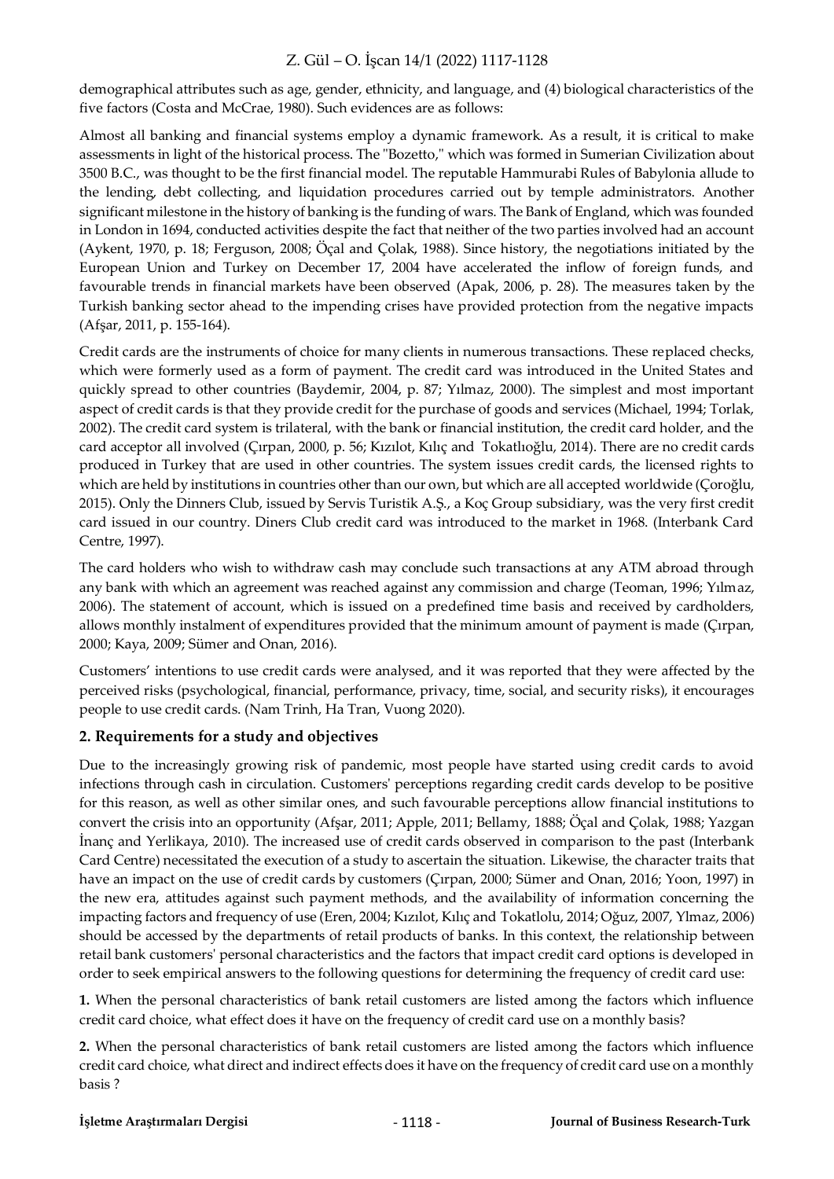demographical attributes such as age, gender, ethnicity, and language, and (4) biological characteristics of the five factors (Costa and McCrae, 1980). Such evidences are as follows:

Almost all banking and financial systems employ a dynamic framework. As a result, it is critical to make assessments in light of the historical process. The "Bozetto," which was formed in Sumerian Civilization about 3500 B.C., was thought to be the first financial model. The reputable Hammurabi Rules of Babylonia allude to the lending, debt collecting, and liquidation procedures carried out by temple administrators. Another significant milestone in the history of banking is the funding of wars. The Bank of England, which was founded in London in 1694, conducted activities despite the fact that neither of the two parties involved had an account (Aykent, 1970, p. 18; Ferguson, 2008; Öçal and Çolak, 1988). Since history, the negotiations initiated by the European Union and Turkey on December 17, 2004 have accelerated the inflow of foreign funds, and favourable trends in financial markets have been observed (Apak, 2006, p. 28). The measures taken by the Turkish banking sector ahead to the impending crises have provided protection from the negative impacts (Afşar, 2011, p. 155-164).

Credit cards are the instruments of choice for many clients in numerous transactions. These replaced checks, which were formerly used as a form of payment. The credit card was introduced in the United States and quickly spread to other countries (Baydemir, 2004, p. 87; Yılmaz, 2000). The simplest and most important aspect of credit cards is that they provide credit for the purchase of goods and services (Michael, 1994; Torlak, 2002). The credit card system is trilateral, with the bank or financial institution, the credit card holder, and the card acceptor all involved (Çırpan, 2000, p. 56; Kızılot, Kılıç and Tokatlıoğlu, 2014). There are no credit cards produced in Turkey that are used in other countries. The system issues credit cards, the licensed rights to which are held by institutions in countries other than our own, but which are all accepted worldwide (Çoroğlu, 2015). Only the Dinners Club, issued by Servis Turistik A.Ş., a Koç Group subsidiary, was the very first credit card issued in our country. Diners Club credit card was introduced to the market in 1968. (Interbank Card Centre, 1997).

The card holders who wish to withdraw cash may conclude such transactions at any ATM abroad through any bank with which an agreement was reached against any commission and charge (Teoman, 1996; Yılmaz, 2006). The statement of account, which is issued on a predefined time basis and received by cardholders, allows monthly instalment of expenditures provided that the minimum amount of payment is made (Çırpan, 2000; Kaya, 2009; Sümer and Onan, 2016).

Customers' intentions to use credit cards were analysed, and it was reported that they were affected by the perceived risks (psychological, financial, performance, privacy, time, social, and security risks), it encourages people to use credit cards. (Nam Trinh, Ha Tran, Vuong 2020).

## 2. Requirements for a study and objectives

Due to the increasingly growing risk of pandemic, most people have started using credit cards to avoid infections through cash in circulation. Customers' perceptions regarding credit cards develop to be positive for this reason, as well as other similar ones, and such favourable perceptions allow financial institutions to convert the crisis into an opportunity (Afşar, 2011; Apple, 2011; Bellamy, 1888; Öçal and Çolak, 1988; Yazgan İnanç and Yerlikaya, 2010). The increased use of credit cards observed in comparison to the past (Interbank Card Centre) necessitated the execution of a study to ascertain the situation. Likewise, the character traits that have an impact on the use of credit cards by customers (Çırpan, 2000; Sümer and Onan, 2016; Yoon, 1997) in the new era, attitudes against such payment methods, and the availability of information concerning the impacting factors and frequency of use (Eren, 2004; Kızılot, Kılıç and Tokatlolu, 2014; Oğuz, 2007, Ylmaz, 2006) should be accessed by the departments of retail products of banks. In this context, the relationship between retail bank customers' personal characteristics and the factors that impact credit card options is developed in order to seek empirical answers to the following questions for determining the frequency of credit card use:

**1.** When the personal characteristics of bank retail customers are listed among the factors which influence credit card choice, what effect does it have on the frequency of credit card use on a monthly basis?

**2.** When the personal characteristics of bank retail customers are listed among the factors which influence credit card choice, what direct and indirect effects does it have on the frequency of credit card use on a monthly basis ?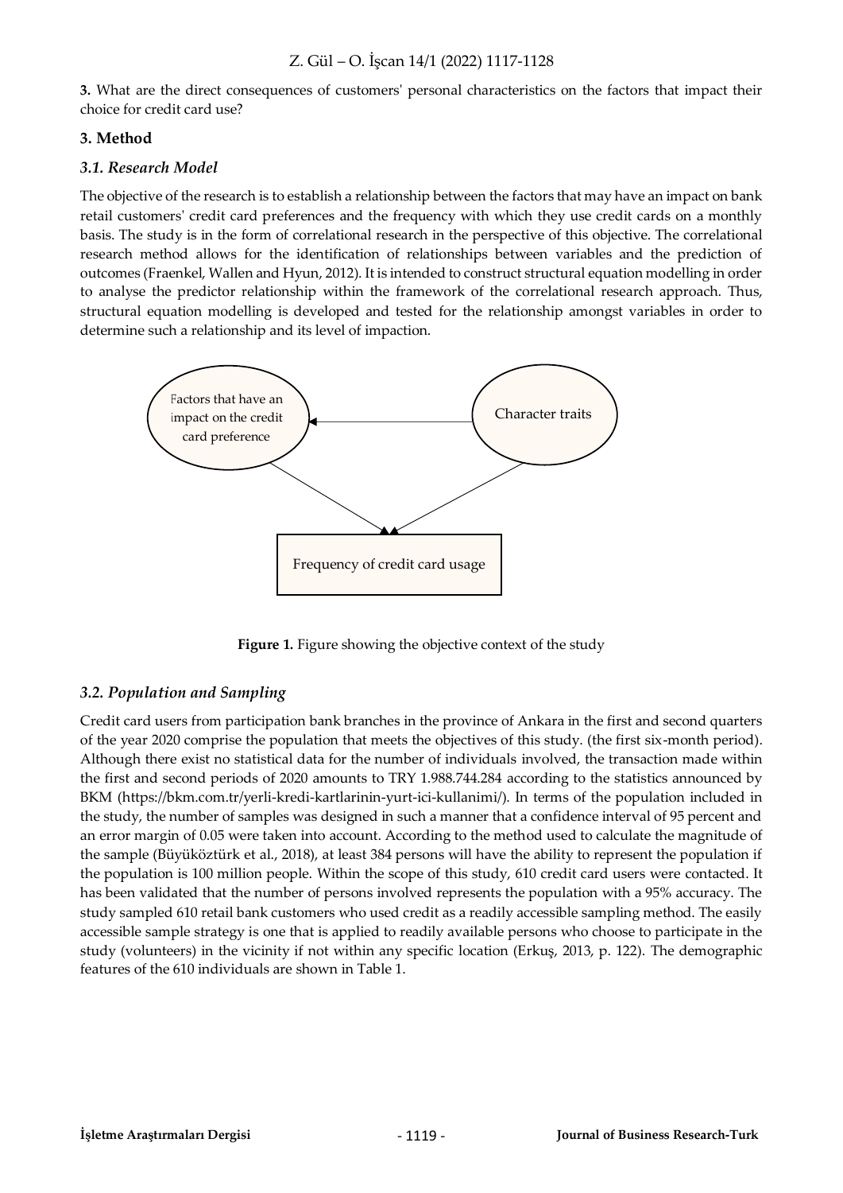**3.** What are the direct consequences of customers' personal characteristics on the factors that impact their choice for credit card use?

## 3. Method

### *3.1. Research Model*

The objective of the research is to establish a relationship between the factors that may have an impact on bank retail customers' credit card preferences and the frequency with which they use credit cards on a monthly basis. The study is in the form of correlational research in the perspective of this objective. The correlational research method allows for the identification of relationships between variables and the prediction of outcomes (Fraenkel, Wallen and Hyun, 2012). It is intended to construct structural equation modelling in order to analyse the predictor relationship within the framework of the correlational research approach. Thus, structural equation modelling is developed and tested for the relationship amongst variables in order to determine such a relationship and its level of impaction.

Factors that have an impact on the credit card preference

Character traits

Frequency of credit card usage

**Figure 1.** Figure showing the objective context of the study

### *3.2. Population and Sampling*

Credit card users from participation bank branches in the province of Ankara in the first and second quarters of the year 2020 comprise the population that meets the objectives of this study. (the first six-month period). Although there exist no statistical data for the number of individuals involved, the transaction made within the first and second periods of 2020 amounts to TRY 1.988.744.284 according to the statistics announced by BKM (https://bkm.com.tr/yerli-kredi-kartlarinin-yurt-ici-kullanimi/). In terms of the population included in the study, the number of samples was designed in such a manner that a confidence interval of 95 percent and an error margin of 0.05 were taken into account. According to the method used to calculate the magnitude of the sample (Büyüköztürk et al., 2018), at least 384 persons will have the ability to represent the population if the population is 100 million people. Within the scope of this study, 610 credit card users were contacted. It has been validated that the number of persons involved represents the population with a 95% accuracy. The study sampled 610 retail bank customers who used credit as a readily accessible sampling method. The easily accessible sample strategy is one that is applied to readily available persons who choose to participate in the study (volunteers) in the vicinity if not within any specific location (Erkuş, 2013, p. 122). The demographic features of the 610 individuals are shown in Table 1.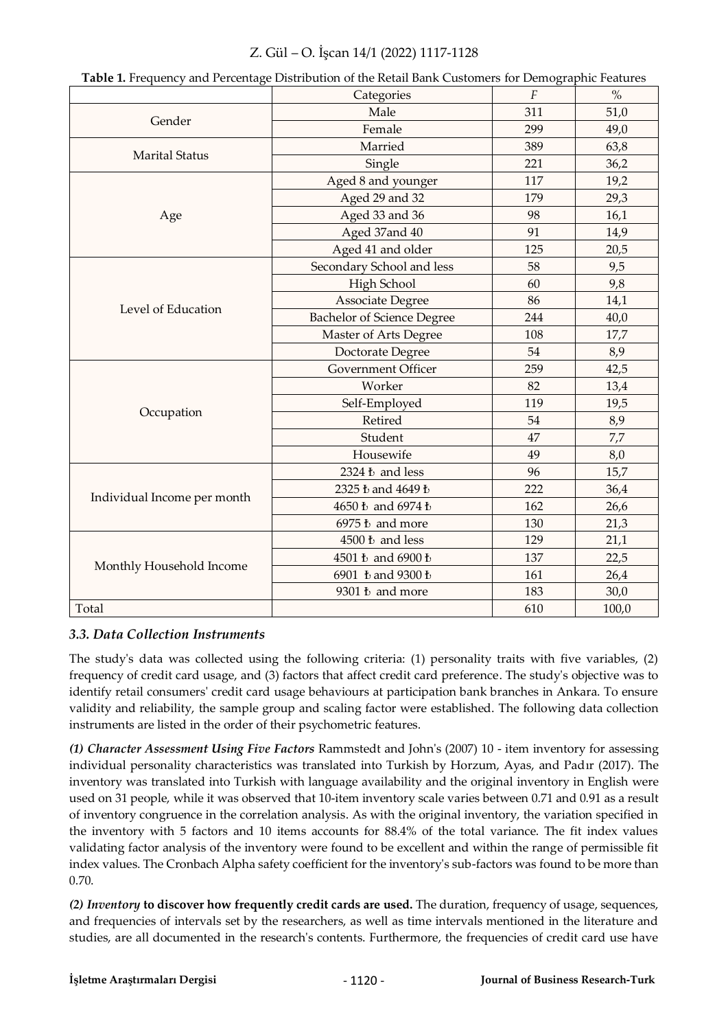**Table 1.** Frequency and Percentage Distribution of the Retail Bank Customers for Demographic Features

| | Categories | *F* | % |
|---|---|---|---|
| Gender | Male | 311 | 51,0 |
| | Female | 299 | 49,0 |
| Marital Status | Married | 389 | 63,8 |
| | Single | 221 | 36,2 |
| Age | Aged 8 and younger | 117 | 19,2 |
| | Aged 29 and 32 | 179 | 29,3 |
| | Aged 33 and 36 | 98 | 16,1 |
| | Aged 37and 40 | 91 | 14,9 |
| | Aged 41 and older | 125 | 20,5 |
| Level of Education | Secondary School and less | 58 | 9,5 |
| | High School | 60 | 9,8 |
| | Associate Degree | 86 | 14,1 |
| | Bachelor of Science Degree | 244 | 40,0 |
| | Master of Arts Degree | 108 | 17,7 |
| | Doctorate Degree | 54 | 8,9 |
| Occupation | Government Officer | 259 | 42,5 |
| | Worker | 82 | 13,4 |
| | Self-Employed | 119 | 19,5 |
| | Retired | 54 | 8,9 |
| | Student | 47 | 7,7 |
| | Housewife | 49 | 8,0 |
| Individual Income per month | 2324 ₺ and less | 96 | 15,7 |
| | 2325 ₺ and 4649 ₺ | 222 | 36,4 |
| | 4650 ₺ and 6974 ₺ | 162 | 26,6 |
| | 6975 ₺ and more | 130 | 21,3 |
| Monthly Household Income | 4500 ₺ and less | 129 | 21,1 |
| | 4501 ₺ and 6900 ₺ | 137 | 22,5 |
| | 6901 ₺ and 9300 ₺ | 161 | 26,4 |
| | 9301 ₺ and more | 183 | 30,0 |
| Total | | 610 | 100,0 |

### *3.3. Data Collection Instruments*

The study's data was collected using the following criteria: (1) personality traits with five variables, (2) frequency of credit card usage, and (3) factors that affect credit card preference. The study's objective was to identify retail consumers' credit card usage behaviours at participation bank branches in Ankara. To ensure validity and reliability, the sample group and scaling factor were established. The following data collection instruments are listed in the order of their psychometric features.

***(1) Character Assessment Using Five Factors*** Rammstedt and John's (2007) 10 - item inventory for assessing individual personality characteristics was translated into Turkish by Horzum, Ayas, and Padır (2017). The inventory was translated into Turkish with language availability and the original inventory in English were used on 31 people, while it was observed that 10-item inventory scale varies between 0.71 and 0.91 as a result of inventory congruence in the correlation analysis. As with the original inventory, the variation specified in the inventory with 5 factors and 10 items accounts for 88.4% of the total variance. The fit index values validating factor analysis of the inventory were found to be excellent and within the range of permissible fit index values. The Cronbach Alpha safety coefficient for the inventory's sub-factors was found to be more than 0.70.

***(2) Inventory*** **to discover how frequently credit cards are used.** The duration, frequency of usage, sequences, and frequencies of intervals set by the researchers, as well as time intervals mentioned in the literature and studies, are all documented in the research's contents. Furthermore, the frequencies of credit card use have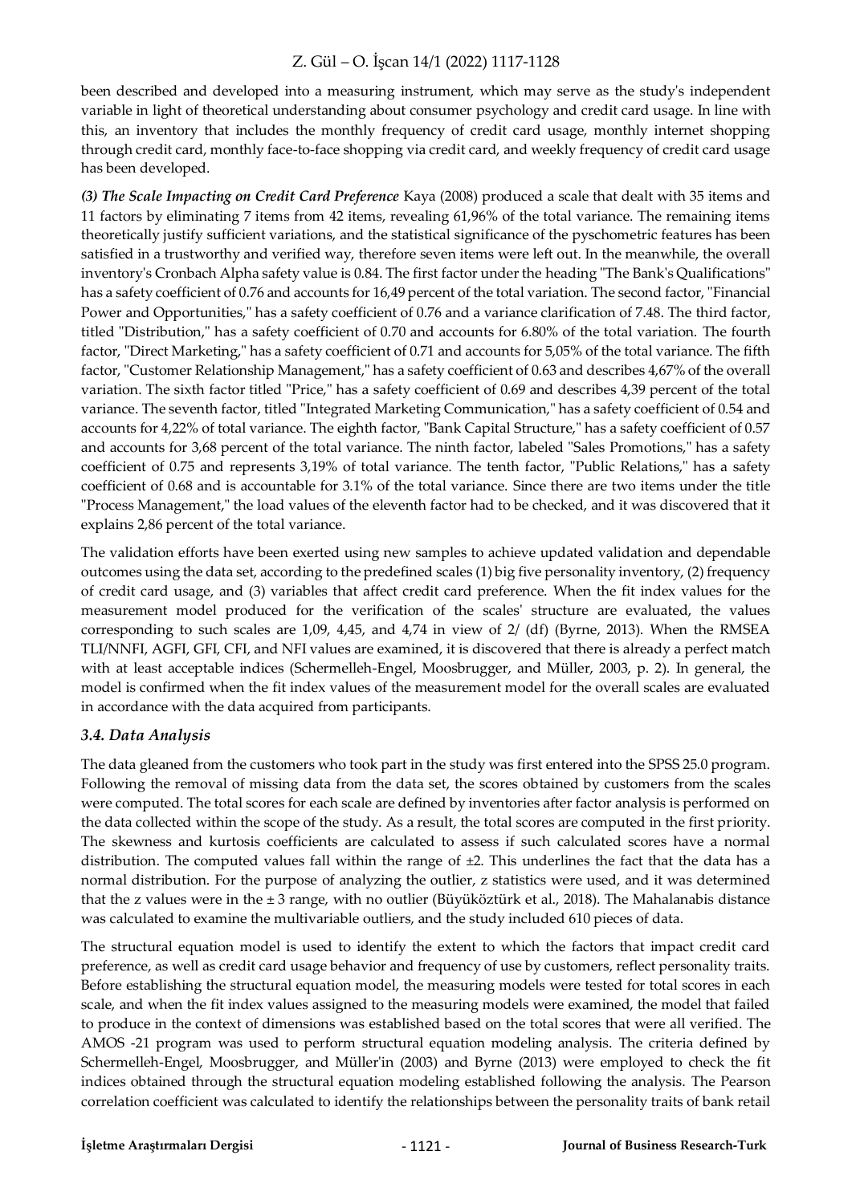been described and developed into a measuring instrument, which may serve as the study's independent variable in light of theoretical understanding about consumer psychology and credit card usage. In line with this, an inventory that includes the monthly frequency of credit card usage, monthly internet shopping through credit card, monthly face-to-face shopping via credit card, and weekly frequency of credit card usage has been developed.

***(3) The Scale Impacting on Credit Card Preference*** Kaya (2008) produced a scale that dealt with 35 items and 11 factors by eliminating 7 items from 42 items, revealing 61,96% of the total variance. The remaining items theoretically justify sufficient variations, and the statistical significance of the pyschometric features has been satisfied in a trustworthy and verified way, therefore seven items were left out. In the meanwhile, the overall inventory's Cronbach Alpha safety value is 0.84. The first factor under the heading "The Bank's Qualifications" has a safety coefficient of 0.76 and accounts for 16,49 percent of the total variation. The second factor, "Financial Power and Opportunities," has a safety coefficient of 0.76 and a variance clarification of 7.48. The third factor, titled "Distribution," has a safety coefficient of 0.70 and accounts for 6.80% of the total variation. The fourth factor, "Direct Marketing," has a safety coefficient of 0.71 and accounts for 5,05% of the total variance. The fifth factor, "Customer Relationship Management," has a safety coefficient of 0.63 and describes 4,67% of the overall variation. The sixth factor titled "Price," has a safety coefficient of 0.69 and describes 4,39 percent of the total variance. The seventh factor, titled "Integrated Marketing Communication," has a safety coefficient of 0.54 and accounts for 4,22% of total variance. The eighth factor, "Bank Capital Structure," has a safety coefficient of 0.57 and accounts for 3,68 percent of the total variance. The ninth factor, labeled "Sales Promotions," has a safety coefficient of 0.75 and represents 3,19% of total variance. The tenth factor, "Public Relations," has a safety coefficient of 0.68 and is accountable for 3.1% of the total variance. Since there are two items under the title "Process Management," the load values of the eleventh factor had to be checked, and it was discovered that it explains 2,86 percent of the total variance.

The validation efforts have been exerted using new samples to achieve updated validation and dependable outcomes using the data set, according to the predefined scales (1) big five personality inventory, (2) frequency of credit card usage, and (3) variables that affect credit card preference. When the fit index values for the measurement model produced for the verification of the scales' structure are evaluated, the values corresponding to such scales are 1,09, 4,45, and 4,74 in view of 2/ (df) (Byrne, 2013). When the RMSEA TLI/NNFI, AGFI, GFI, CFI, and NFI values are examined, it is discovered that there is already a perfect match with at least acceptable indices (Schermelleh-Engel, Moosbrugger, and Müller, 2003, p. 2). In general, the model is confirmed when the fit index values of the measurement model for the overall scales are evaluated in accordance with the data acquired from participants.

### *3.4. Data Analysis*

The data gleaned from the customers who took part in the study was first entered into the SPSS 25.0 program. Following the removal of missing data from the data set, the scores obtained by customers from the scales were computed. The total scores for each scale are defined by inventories after factor analysis is performed on the data collected within the scope of the study. As a result, the total scores are computed in the first priority. The skewness and kurtosis coefficients are calculated to assess if such calculated scores have a normal distribution. The computed values fall within the range of ±2. This underlines the fact that the data has a normal distribution. For the purpose of analyzing the outlier, z statistics were used, and it was determined that the z values were in the ± 3 range, with no outlier (Büyüköztürk et al., 2018). The Mahalanabis distance was calculated to examine the multivariable outliers, and the study included 610 pieces of data.

The structural equation model is used to identify the extent to which the factors that impact credit card preference, as well as credit card usage behavior and frequency of use by customers, reflect personality traits. Before establishing the structural equation model, the measuring models were tested for total scores in each scale, and when the fit index values assigned to the measuring models were examined, the model that failed to produce in the context of dimensions was established based on the total scores that were all verified. The AMOS -21 program was used to perform structural equation modeling analysis. The criteria defined by Schermelleh-Engel, Moosbrugger, and Müller'in (2003) and Byrne (2013) were employed to check the fit indices obtained through the structural equation modeling established following the analysis. The Pearson correlation coefficient was calculated to identify the relationships between the personality traits of bank retail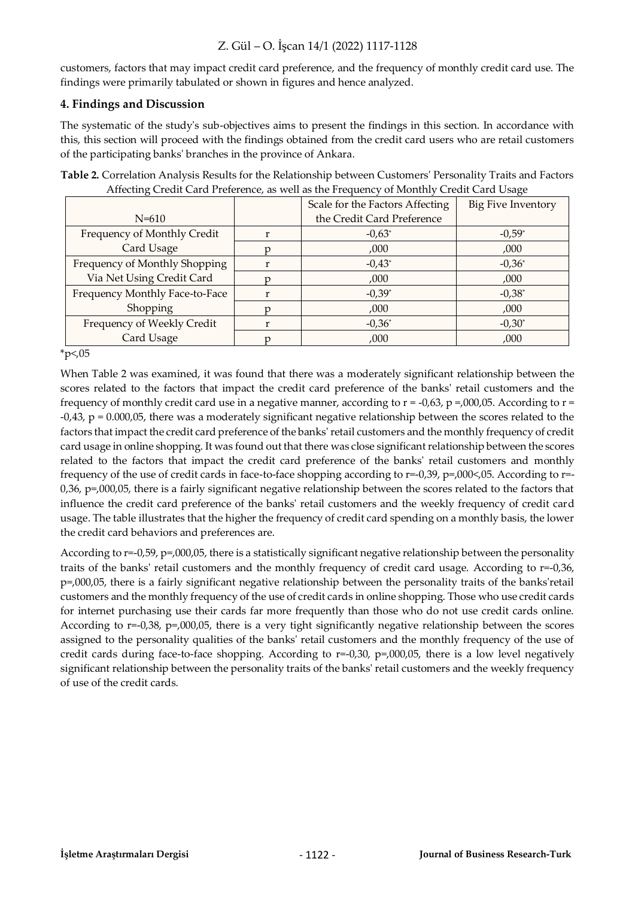customers, factors that may impact credit card preference, and the frequency of monthly credit card use. The findings were primarily tabulated or shown in figures and hence analyzed.

## 4. Findings and Discussion

The systematic of the study's sub-objectives aims to present the findings in this section. In accordance with this, this section will proceed with the findings obtained from the credit card users who are retail customers of the participating banks' branches in the province of Ankara.

**Table 2.** Correlation Analysis Results for the Relationship between Customers' Personality Traits and Factors Affecting Credit Card Preference, as well as the Frequency of Monthly Credit Card Usage

| N=610 | | Scale for the Factors Affecting the Credit Card Preference | Big Five Inventory |
|---|---|---|---|
| Frequency of Monthly Credit Card Usage | r | -0,63* | -0,59* |
| | p | ,000 | ,000 |
| Frequency of Monthly Shopping Via Net Using Credit Card | r | -0,43* | -0,36* |
| | p | ,000 | ,000 |
| Frequency Monthly Face-to-Face Shopping | r | -0,39* | -0,38* |
| | p | ,000 | ,000 |
| Frequency of Weekly Credit Card Usage | r | -0,36* | -0,30* |
| | p | ,000 | ,000 |

*p<,05

When Table 2 was examined, it was found that there was a moderately significant relationship between the scores related to the factors that impact the credit card preference of the banks' retail customers and the frequency of monthly credit card use in a negative manner, according to r = -0,63, p =,000,05. According to r = -0,43, p = 0.000,05, there was a moderately significant negative relationship between the scores related to the factors that impact the credit card preference of the banks' retail customers and the monthly frequency of credit card usage in online shopping. It was found out that there was close significant relationship between the scores related to the factors that impact the credit card preference of the banks' retail customers and monthly frequency of the use of credit cards in face-to-face shopping according to r=-0,39, p=,000<,05. According to r=-0,36, p=,000,05, there is a fairly significant negative relationship between the scores related to the factors that influence the credit card preference of the banks' retail customers and the weekly frequency of credit card usage. The table illustrates that the higher the frequency of credit card spending on a monthly basis, the lower the credit card behaviors and preferences are.

According to r=-0,59, p=,000,05, there is a statistically significant negative relationship between the personality traits of the banks' retail customers and the monthly frequency of credit card usage. According to r=-0,36, p=,000,05, there is a fairly significant negative relationship between the personality traits of the banks'retail customers and the monthly frequency of the use of credit cards in online shopping. Those who use credit cards for internet purchasing use their cards far more frequently than those who do not use credit cards online. According to r=-0,38, p=,000,05, there is a very tight significantly negative relationship between the scores assigned to the personality qualities of the banks' retail customers and the monthly frequency of the use of credit cards during face-to-face shopping. According to r=-0,30, p=,000,05, there is a low level negatively significant relationship between the personality traits of the banks' retail customers and the weekly frequency of use of the credit cards.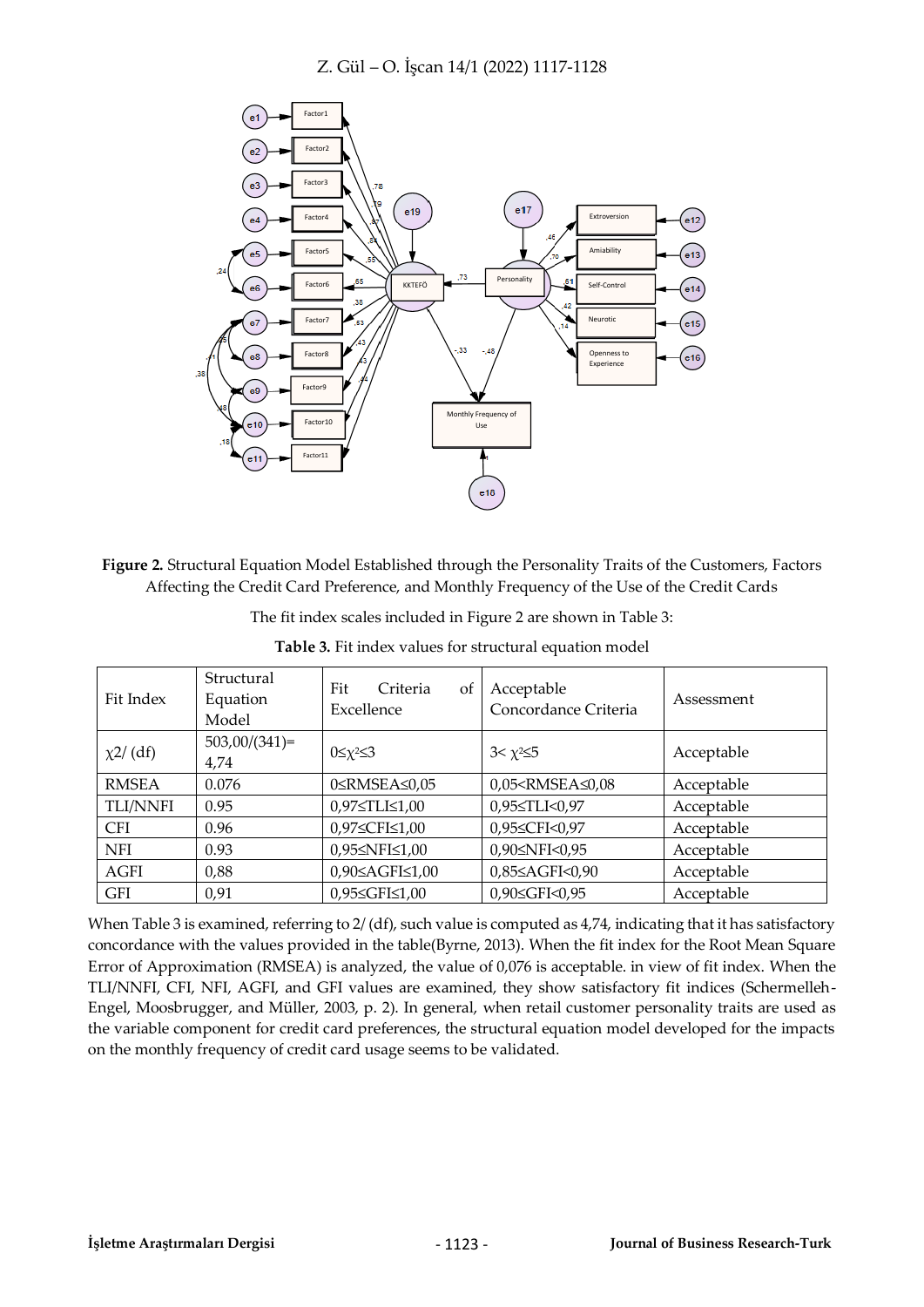**Figure 2.** Structural Equation Model Established through the Personality Traits of the Customers, Factors Affecting the Credit Card Preference, and Monthly Frequency of the Use of the Credit Cards

The fit index scales included in Figure 2 are shown in Table 3:

**Table 3.** Fit index values for structural equation model

| Fit Index | Structural Equation Model | Fit Criteria of Excellence | Acceptable Concordance Criteria | Assessment |
|---|---|---|---|---|
| χ2/ (df) | 503,00/(341)= 4,74 | $0 \le \chi^2 \le 3$ | $3 < \chi^2 \le 5$ | Acceptable |
| RMSEA | 0.076 | 0≤RMSEA≤0,05 | 0,05<RMSEA≤0,08 | Acceptable |
| TLI/NNFI | 0.95 | 0,97≤TLI≤1,00 | 0,95≤TLI<0,97 | Acceptable |
| CFI | 0.96 | 0,97≤CFI≤1,00 | 0,95≤CFI<0,97 | Acceptable |
| NFI | 0.93 | 0,95≤NFI≤1,00 | 0,90≤NFI<0,95 | Acceptable |
| AGFI | 0,88 | 0,90≤AGFI≤1,00 | 0,85≤AGFI<0,90 | Acceptable |
| GFI | 0,91 | 0,95≤GFI≤1,00 | 0,90≤GFI<0,95 | Acceptable |

When Table 3 is examined, referring to 2/ (df), such value is computed as 4,74, indicating that it has satisfactory concordance with the values provided in the table(Byrne, 2013). When the fit index for the Root Mean Square Error of Approximation (RMSEA) is analyzed, the value of 0,076 is acceptable. in view of fit index. When the TLI/NNFI, CFI, NFI, AGFI, and GFI values are examined, they show satisfactory fit indices (Schermelleh-Engel, Moosbrugger, and Müller, 2003, p. 2). In general, when retail customer personality traits are used as the variable component for credit card preferences, the structural equation model developed for the impacts on the monthly frequency of credit card usage seems to be validated.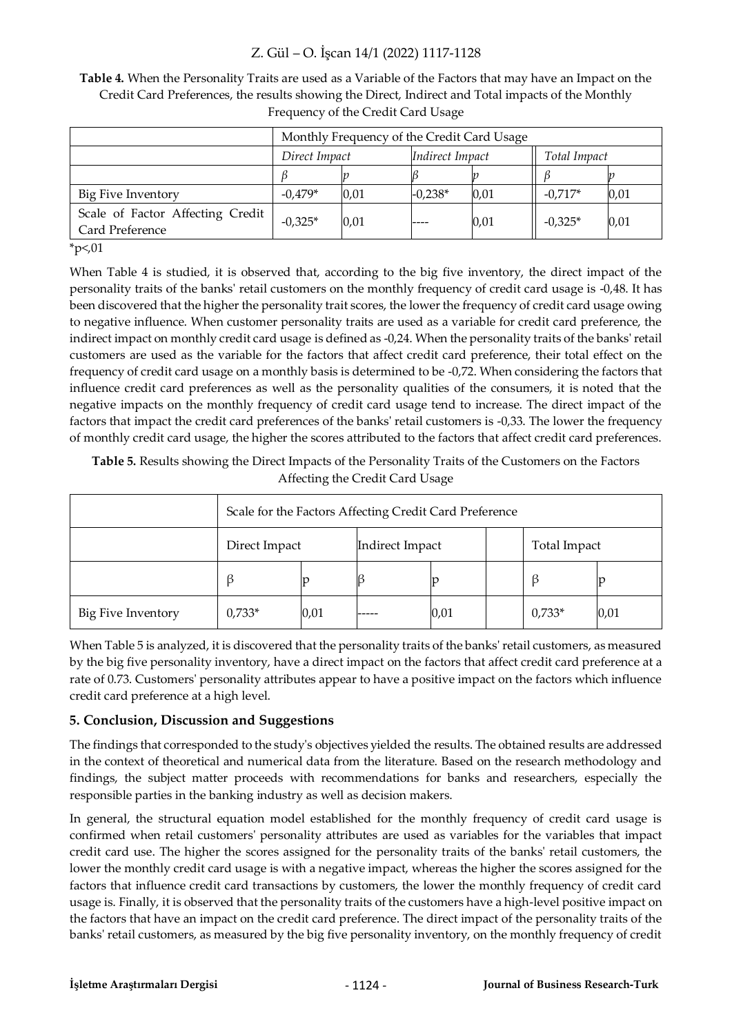**Table 4.** When the Personality Traits are used as a Variable of the Factors that may have an Impact on the Credit Card Preferences, the results showing the Direct, Indirect and Total impacts of the Monthly Frequency of the Credit Card Usage

| | Monthly Frequency of the Credit Card Usage | | | | | |
|---|---|---|---|---|---|---|
| | *Direct Impact* | | *Indirect Impact* | | *Total Impact* | |
| | *β* | *p* | *β* | *p* | *β* | *p* |
| Big Five Inventory | -0,479* | 0,01 | -0,238* | 0,01 | -0,717* | 0,01 |
| Scale of Factor Affecting Credit Card Preference | -0,325* | 0,01 | ---- | 0,01 | -0,325* | 0,01 |

*p<,01

When Table 4 is studied, it is observed that, according to the big five inventory, the direct impact of the personality traits of the banks' retail customers on the monthly frequency of credit card usage is -0,48. It has been discovered that the higher the personality trait scores, the lower the frequency of credit card usage owing to negative influence. When customer personality traits are used as a variable for credit card preference, the indirect impact on monthly credit card usage is defined as -0,24. When the personality traits of the banks' retail customers are used as the variable for the factors that affect credit card preference, their total effect on the frequency of credit card usage on a monthly basis is determined to be -0,72. When considering the factors that influence credit card preferences as well as the personality qualities of the consumers, it is noted that the negative impacts on the monthly frequency of credit card usage tend to increase. The direct impact of the factors that impact the credit card preferences of the banks' retail customers is -0,33. The lower the frequency of monthly credit card usage, the higher the scores attributed to the factors that affect credit card preferences.

**Table 5.** Results showing the Direct Impacts of the Personality Traits of the Customers on the Factors Affecting the Credit Card Usage

| | Scale for the Factors Affecting Credit Card Preference | | | | | | |
|---|---|---|---|---|---|---|---|
| | Direct Impact | | Indirect Impact | | | Total Impact | |
| | β | p | β | p | | β | p |
| Big Five Inventory | 0,733* | 0,01 | ----- | 0,01 | | 0,733* | 0,01 |

When Table 5 is analyzed, it is discovered that the personality traits of the banks' retail customers, as measured by the big five personality inventory, have a direct impact on the factors that affect credit card preference at a rate of 0.73. Customers' personality attributes appear to have a positive impact on the factors which influence credit card preference at a high level.

## 5. Conclusion, Discussion and Suggestions

The findings that corresponded to the study's objectives yielded the results. The obtained results are addressed in the context of theoretical and numerical data from the literature. Based on the research methodology and findings, the subject matter proceeds with recommendations for banks and researchers, especially the responsible parties in the banking industry as well as decision makers.

In general, the structural equation model established for the monthly frequency of credit card usage is confirmed when retail customers' personality attributes are used as variables for the variables that impact credit card use. The higher the scores assigned for the personality traits of the banks' retail customers, the lower the monthly credit card usage is with a negative impact, whereas the higher the scores assigned for the factors that influence credit card transactions by customers, the lower the monthly frequency of credit card usage is. Finally, it is observed that the personality traits of the customers have a high-level positive impact on the factors that have an impact on the credit card preference. The direct impact of the personality traits of the banks' retail customers, as measured by the big five personality inventory, on the monthly frequency of credit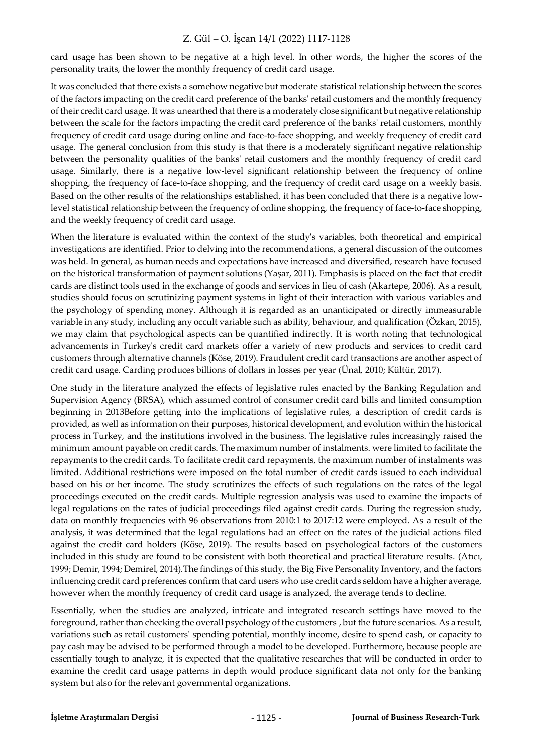card usage has been shown to be negative at a high level. In other words, the higher the scores of the personality traits, the lower the monthly frequency of credit card usage.

It was concluded that there exists a somehow negative but moderate statistical relationship between the scores of the factors impacting on the credit card preference of the banks' retail customers and the monthly frequency of their credit card usage. It was unearthed that there is a moderately close significant but negative relationship between the scale for the factors impacting the credit card preference of the banks' retail customers, monthly frequency of credit card usage during online and face-to-face shopping, and weekly frequency of credit card usage. The general conclusion from this study is that there is a moderately significant negative relationship between the personality qualities of the banks' retail customers and the monthly frequency of credit card usage. Similarly, there is a negative low-level significant relationship between the frequency of online shopping, the frequency of face-to-face shopping, and the frequency of credit card usage on a weekly basis. Based on the other results of the relationships established, it has been concluded that there is a negative low-level statistical relationship between the frequency of online shopping, the frequency of face-to-face shopping, and the weekly frequency of credit card usage.

When the literature is evaluated within the context of the study's variables, both theoretical and empirical investigations are identified. Prior to delving into the recommendations, a general discussion of the outcomes was held. In general, as human needs and expectations have increased and diversified, research have focused on the historical transformation of payment solutions (Yaşar, 2011). Emphasis is placed on the fact that credit cards are distinct tools used in the exchange of goods and services in lieu of cash (Akartepe, 2006). As a result, studies should focus on scrutinizing payment systems in light of their interaction with various variables and the psychology of spending money. Although it is regarded as an unanticipated or directly immeasurable variable in any study, including any occult variable such as ability, behaviour, and qualification (Özkan, 2015), we may claim that psychological aspects can be quantified indirectly. It is worth noting that technological advancements in Turkey's credit card markets offer a variety of new products and services to credit card customers through alternative channels (Köse, 2019). Fraudulent credit card transactions are another aspect of credit card usage. Carding produces billions of dollars in losses per year (Ünal, 2010; Kültür, 2017).

One study in the literature analyzed the effects of legislative rules enacted by the Banking Regulation and Supervision Agency (BRSA), which assumed control of consumer credit card bills and limited consumption beginning in 2013Before getting into the implications of legislative rules, a description of credit cards is provided, as well as information on their purposes, historical development, and evolution within the historical process in Turkey, and the institutions involved in the business. The legislative rules increasingly raised the minimum amount payable on credit cards. The maximum number of instalments. were limited to facilitate the repayments to the credit cards. To facilitate credit card repayments, the maximum number of instalments was limited. Additional restrictions were imposed on the total number of credit cards issued to each individual based on his or her income. The study scrutinizes the effects of such regulations on the rates of the legal proceedings executed on the credit cards. Multiple regression analysis was used to examine the impacts of legal regulations on the rates of judicial proceedings filed against credit cards. During the regression study, data on monthly frequencies with 96 observations from 2010:1 to 2017:12 were employed. As a result of the analysis, it was determined that the legal regulations had an effect on the rates of the judicial actions filed against the credit card holders (Köse, 2019). The results based on psychological factors of the customers included in this study are found to be consistent with both theoretical and practical literature results. (Atıcı, 1999; Demir, 1994; Demirel, 2014).The findings of this study, the Big Five Personality Inventory, and the factors influencing credit card preferences confirm that card users who use credit cards seldom have a higher average, however when the monthly frequency of credit card usage is analyzed, the average tends to decline.

Essentially, when the studies are analyzed, intricate and integrated research settings have moved to the foreground, rather than checking the overall psychology of the customers , but the future scenarios. As a result, variations such as retail customers' spending potential, monthly income, desire to spend cash, or capacity to pay cash may be advised to be performed through a model to be developed. Furthermore, because people are essentially tough to analyze, it is expected that the qualitative researches that will be conducted in order to examine the credit card usage patterns in depth would produce significant data not only for the banking system but also for the relevant governmental organizations.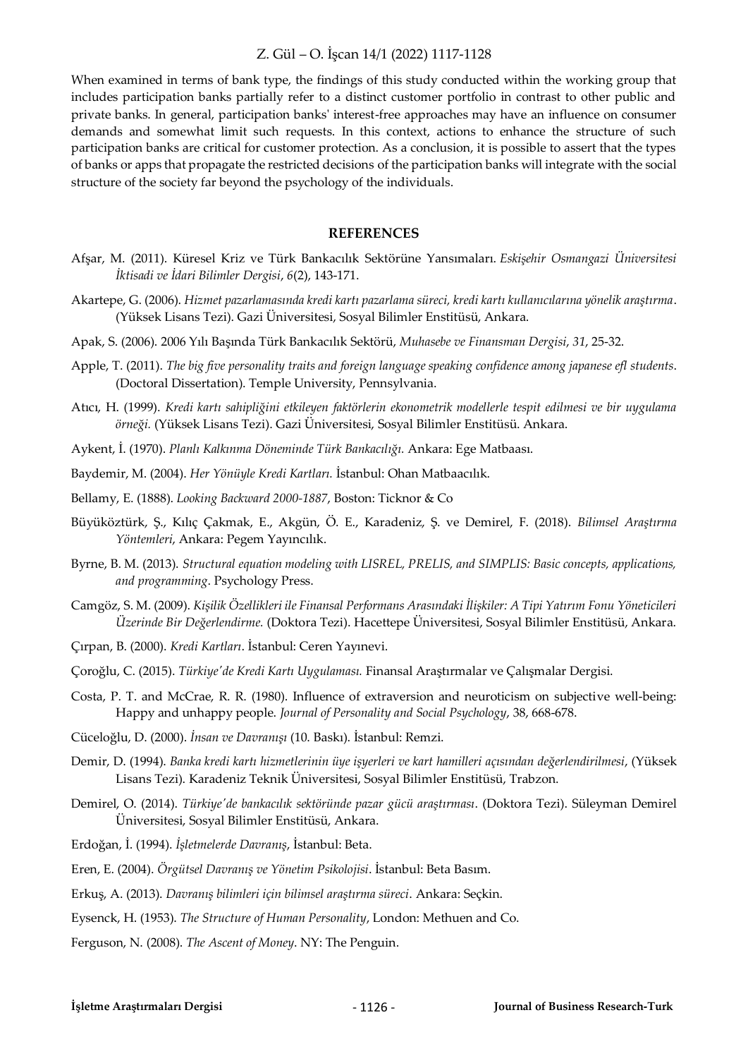When examined in terms of bank type, the findings of this study conducted within the working group that includes participation banks partially refer to a distinct customer portfolio in contrast to other public and private banks. In general, participation banks' interest-free approaches may have an influence on consumer demands and somewhat limit such requests. In this context, actions to enhance the structure of such participation banks are critical for customer protection. As a conclusion, it is possible to assert that the types of banks or apps that propagate the restricted decisions of the participation banks will integrate with the social structure of the society far beyond the psychology of the individuals.

## REFERENCES

Afşar, M. (2011). Küresel Kriz ve Türk Bankacılık Sektörüne Yansımaları. *Eskişehir Osmangazi Üniversitesi İktisadi ve İdari Bilimler Dergisi*, *6*(2), 143-171.

Akartepe, G. (2006). *Hizmet pazarlamasında kredi kartı pazarlama süreci, kredi kartı kullanıcılarına yönelik araştırma*. (Yüksek Lisans Tezi). Gazi Üniversitesi, Sosyal Bilimler Enstitüsü, Ankara.

Apak, S. (2006). 2006 Yılı Başında Türk Bankacılık Sektörü, *Muhasebe ve Finansman Dergisi*, *31*, 25-32.

Apple, T. (2011). *The big five personality traits and foreign language speaking confidence among japanese efl students*. (Doctoral Dissertation). Temple University, Pennsylvania.

Atıcı, H. (1999). *Kredi kartı sahipliğini etkileyen faktörlerin ekonometrik modellerle tespit edilmesi ve bir uygulama örneği.* (Yüksek Lisans Tezi). Gazi Üniversitesi, Sosyal Bilimler Enstitüsü. Ankara.

Aykent, İ. (1970). *Planlı Kalkınma Döneminde Türk Bankacılığı.* Ankara: Ege Matbaası.

Baydemir, M. (2004). *Her Yönüyle Kredi Kartları.* İstanbul: Ohan Matbaacılık.

Bellamy, E. (1888). *Looking Backward 2000-1887*, Boston: Ticknor & Co

Büyüköztürk, Ş., Kılıç Çakmak, E., Akgün, Ö. E., Karadeniz, Ş. ve Demirel, F. (2018). *Bilimsel Araştırma Yöntemleri*, Ankara: Pegem Yayıncılık.

Byrne, B. M. (2013). *Structural equation modeling with LISREL, PRELIS, and SIMPLIS: Basic concepts, applications, and programming*. Psychology Press.

Camgöz, S. M. (2009). *Kişilik Özellikleri ile Finansal Performans Arasındaki İlişkiler: A Tipi Yatırım Fonu Yöneticileri Üzerinde Bir Değerlendirme.* (Doktora Tezi). Hacettepe Üniversitesi, Sosyal Bilimler Enstitüsü, Ankara.

Çırpan, B. (2000). *Kredi Kartları*. İstanbul: Ceren Yayınevi.

Çoroğlu, C. (2015). *Türkiye'de Kredi Kartı Uygulaması.* Finansal Araştırmalar ve Çalışmalar Dergisi.

Costa, P. T. and McCrae, R. R. (1980). Influence of extraversion and neuroticism on subjective well-being: Happy and unhappy people. *Journal of Personality and Social Psychology*, 38, 668-678.

Cüceloğlu, D. (2000). *İnsan ve Davranışı* (10. Baskı). İstanbul: Remzi.

Demir, D. (1994). *Banka kredi kartı hizmetlerinin üye işyerleri ve kart hamilleri açısından değerlendirilmesi*, (Yüksek Lisans Tezi). Karadeniz Teknik Üniversitesi, Sosyal Bilimler Enstitüsü, Trabzon.

Demirel, O. (2014). *Türkiye'de bankacılık sektöründe pazar gücü araştırması*. (Doktora Tezi). Süleyman Demirel Üniversitesi, Sosyal Bilimler Enstitüsü, Ankara.

Erdoğan, İ. (1994). *İşletmelerde Davranış*, İstanbul: Beta.

Eren, E. (2004). *Örgütsel Davranış ve Yönetim Psikolojisi*. İstanbul: Beta Basım.

Erkuş, A. (2013). *Davranış bilimleri için bilimsel araştırma süreci*. Ankara: Seçkin.

Eysenck, H. (1953). *The Structure of Human Personality*, London: Methuen and Co.

Ferguson, N. (2008). *The Ascent of Money*. NY: The Penguin.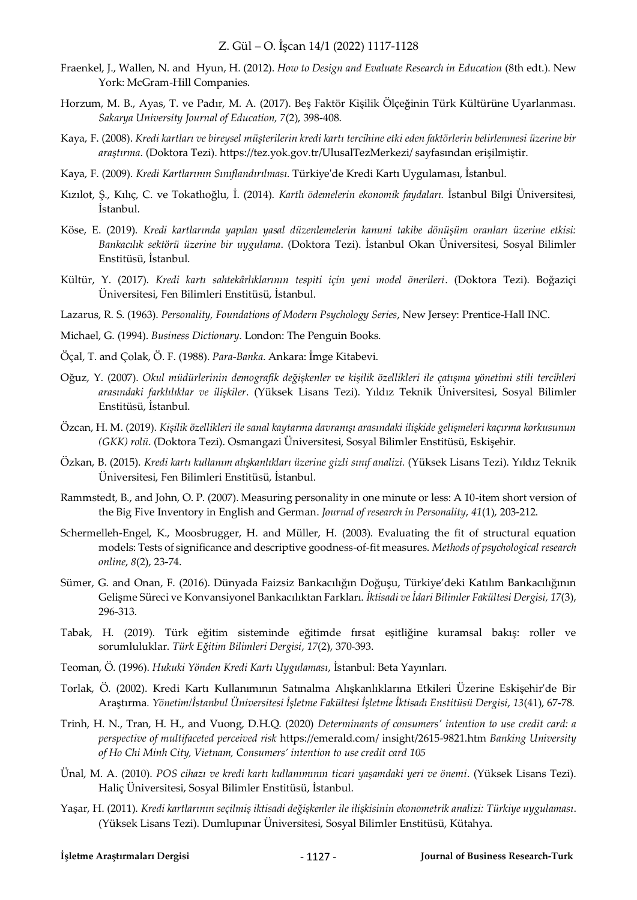Fraenkel, J., Wallen, N. and Hyun, H. (2012). *How to Design and Evaluate Research in Education* (8th edt.). New York: McGram-Hill Companies.

Horzum, M. B., Ayas, T. ve Padır, M. A. (2017). Beş Faktör Kişilik Ölçeğinin Türk Kültürüne Uyarlanması. *Sakarya University Journal of Education, 7*(2), 398-408.

Kaya, F. (2008). *Kredi kartları ve bireysel müşterilerin kredi kartı tercihine etki eden faktörlerin belirlenmesi üzerine bir araştırma*. (Doktora Tezi). https://tez.yok.gov.tr/UlusalTezMerkezi/ sayfasından erişilmiştir.

Kaya, F. (2009). *Kredi Kartlarının Sınıflandırılması.* Türkiye'de Kredi Kartı Uygulaması, İstanbul.

Kızılot, Ş., Kılıç, C. ve Tokatlıoğlu, İ. (2014). *Kartlı ödemelerin ekonomik faydaları.* İstanbul Bilgi Üniversitesi, İstanbul.

Köse, E. (2019). *Kredi kartlarında yapılan yasal düzenlemelerin kanuni takibe dönüşüm oranları üzerine etkisi: Bankacılık sektörü üzerine bir uygulama*. (Doktora Tezi). İstanbul Okan Üniversitesi, Sosyal Bilimler Enstitüsü, İstanbul.

Kültür, Y. (2017). *Kredi kartı sahtekârlıklarının tespiti için yeni model önerileri*. (Doktora Tezi). Boğaziçi Üniversitesi, Fen Bilimleri Enstitüsü, İstanbul.

Lazarus, R. S. (1963). *Personality, Foundations of Modern Psychology Series*, New Jersey: Prentice-Hall INC.

Michael, G. (1994). *Business Dictionary*. London: The Penguin Books.

Öçal, T. and Çolak, Ö. F. (1988). *Para-Banka.* Ankara: İmge Kitabevi.

Oğuz, Y. (2007). *Okul müdürlerinin demografik değişkenler ve kişilik özellikleri ile çatışma yönetimi stili tercihleri arasındaki farklılıklar ve ilişkiler*. (Yüksek Lisans Tezi). Yıldız Teknik Üniversitesi, Sosyal Bilimler Enstitüsü, İstanbul.

Özcan, H. M. (2019). *Kişilik özellikleri ile sanal kaytarma davranışı arasındaki ilişkide gelişmeleri kaçırma korkusunun (GKK) rolü*. (Doktora Tezi). Osmangazi Üniversitesi, Sosyal Bilimler Enstitüsü, Eskişehir.

Özkan, B. (2015). *Kredi kartı kullanım alışkanlıkları üzerine gizli sınıf analizi.* (Yüksek Lisans Tezi). Yıldız Teknik Üniversitesi, Fen Bilimleri Enstitüsü, İstanbul.

Rammstedt, B., and John, O. P. (2007). Measuring personality in one minute or less: A 10-item short version of the Big Five Inventory in English and German. *Journal of research in Personality*, *41*(1), 203-212.

Schermelleh-Engel, K., Moosbrugger, H. and Müller, H. (2003). Evaluating the fit of structural equation models: Tests of significance and descriptive goodness-of-fit measures. *Methods of psychological research online*, *8*(2), 23-74.

Sümer, G. and Onan, F. (2016). Dünyada Faizsiz Bankacılığın Doğuşu, Türkiye'deki Katılım Bankacılığının Gelişme Süreci ve Konvansiyonel Bankacılıktan Farkları. *İktisadi ve İdari Bilimler Fakültesi Dergisi, 17*(3), 296-313.

Tabak, H. (2019). Türk eğitim sisteminde eğitimde fırsat eşitliğine kuramsal bakış: roller ve sorumluluklar. *Türk Eğitim Bilimleri Dergisi*, *17*(2), 370-393.

Teoman, Ö. (1996). *Hukuki Yönden Kredi Kartı Uygulaması*, İstanbul: Beta Yayınları.

Torlak, Ö. (2002). Kredi Kartı Kullanımının Satınalma Alışkanlıklarına Etkileri Üzerine Eskişehir'de Bir Araştırma. *Yönetim/İstanbul Üniversitesi İşletme Fakültesi İşletme İktisadı Enstitüsü Dergisi*, *13*(41), 67-78.

Trinh, H. N., Tran, H. H., and Vuong, D.H.Q. (2020) *Determinants of consumers' intention to use credit card: a perspective of multifaceted perceived risk* https://emerald.com/ insight/2615-9821.htm *Banking University of Ho Chi Minh City, Vietnam, Consumers' intention to use credit card 105*

Ünal, M. A. (2010). *POS cihazı ve kredi kartı kullanımının ticari yaşamdaki yeri ve önemi*. (Yüksek Lisans Tezi). Haliç Üniversitesi, Sosyal Bilimler Enstitüsü, İstanbul.

Yaşar, H. (2011). *Kredi kartlarının seçilmiş iktisadi değişkenler ile ilişkisinin ekonometrik analizi: Türkiye uygulaması*. (Yüksek Lisans Tezi). Dumlupınar Üniversitesi, Sosyal Bilimler Enstitüsü, Kütahya.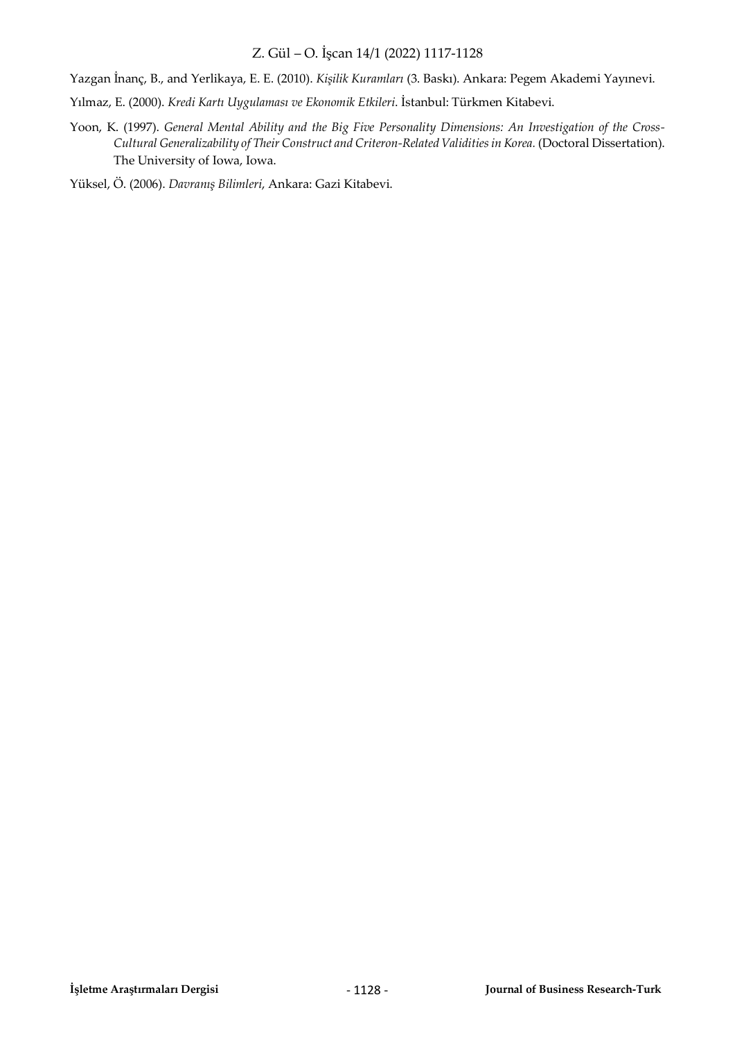Yazgan İnanç, B., and Yerlikaya, E. E. (2010). *Kişilik Kuramları* (3. Baskı). Ankara: Pegem Akademi Yayınevi.

Yılmaz, E. (2000). *Kredi Kartı Uygulaması ve Ekonomik Etkileri*. İstanbul: Türkmen Kitabevi.

Yoon, K. (1997). *General Mental Ability and the Big Five Personality Dimensions: An Investigation of the Cross-Cultural Generalizability of Their Construct and Criteron-Related Validities in Korea*. (Doctoral Dissertation). The University of Iowa, Iowa.

Yüksel, Ö. (2006). *Davranış Bilimleri*, Ankara: Gazi Kitabevi.